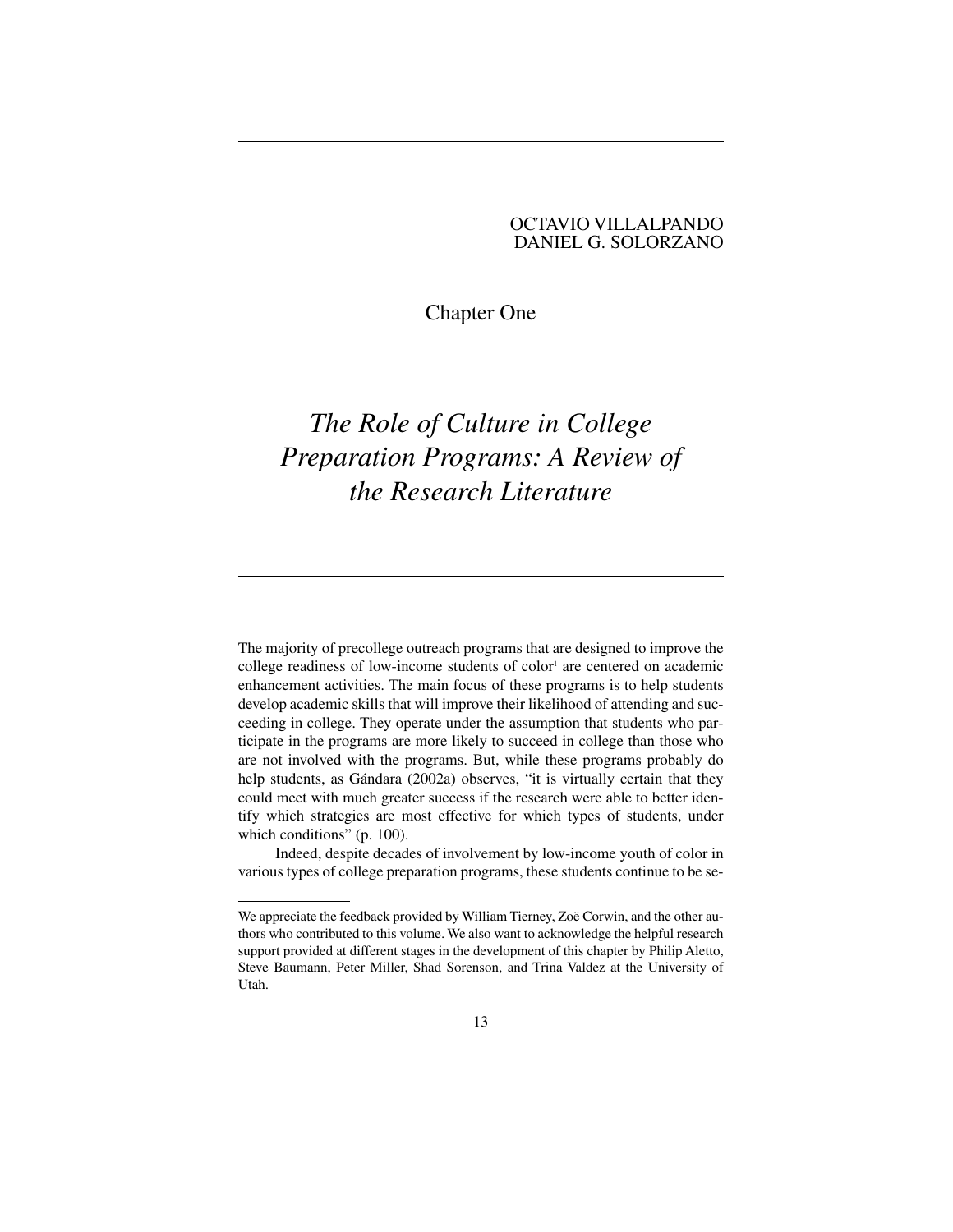OCTAVIO VILLALPANDO
DANIEL G. SOLORZANO

Chapter One

# *The Role of Culture in College Preparation Programs: A Review of the Research Literature*

The majority of precollege outreach programs that are designed to improve the college readiness of low-income students of color[1] are centered on academic enhancement activities. The main focus of these programs is to help students develop academic skills that will improve their likelihood of attending and succeeding in college. They operate under the assumption that students who participate in the programs are more likely to succeed in college than those who are not involved with the programs. But, while these programs probably do help students, as Gándara (2002a) observes, "it is virtually certain that they could meet with much greater success if the research were able to better identify which strategies are most effective for which types of students, under which conditions" (p. 100).

Indeed, despite decades of involvement by low-income youth of color in various types of college preparation programs, these students continue to be se-

We appreciate the feedback provided by William Tierney, Zoë Corwin, and the other authors who contributed to this volume. We also want to acknowledge the helpful research support provided at different stages in the development of this chapter by Philip Aletto, Steve Baumann, Peter Miller, Shad Sorenson, and Trina Valdez at the University of Utah.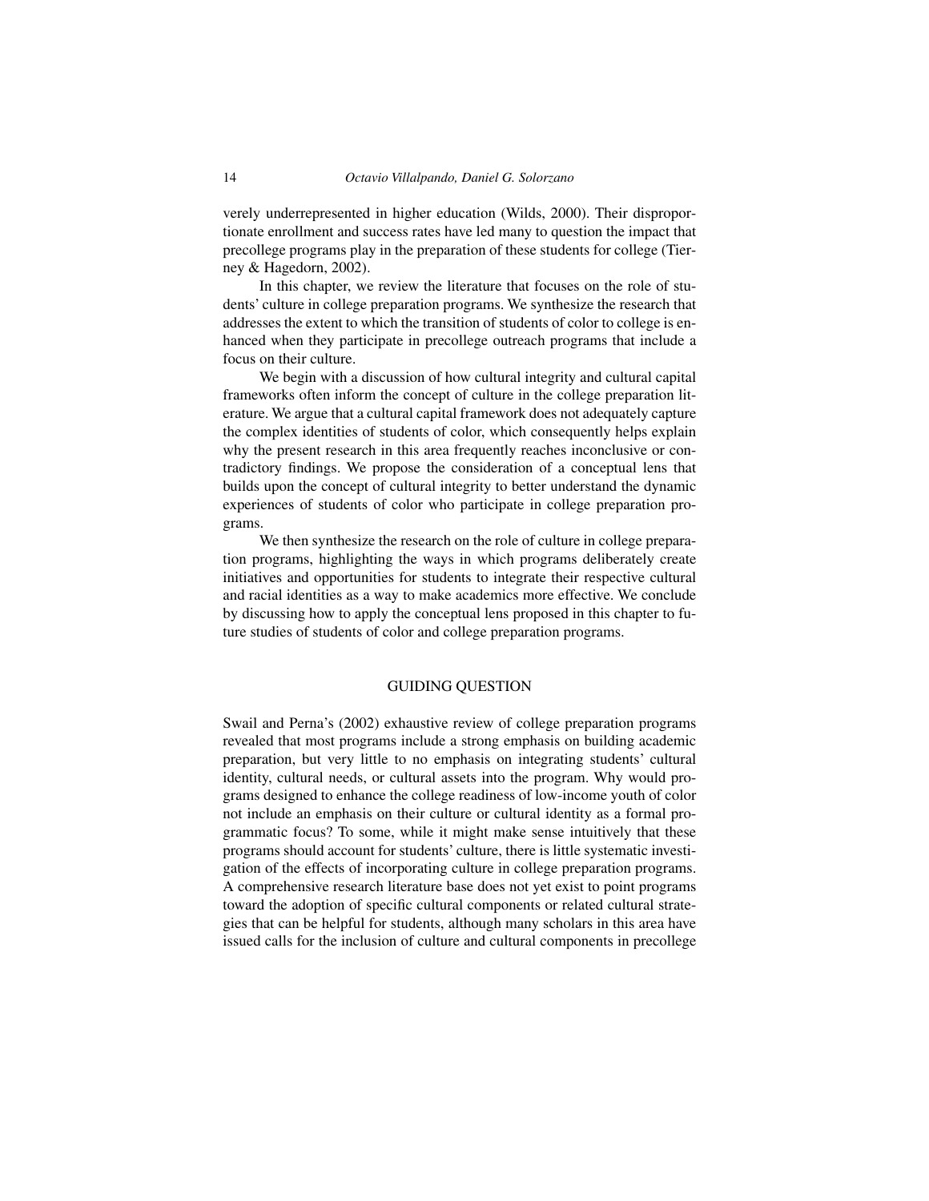verely underrepresented in higher education (Wilds, 2000). Their disproportionate enrollment and success rates have led many to question the impact that precollege programs play in the preparation of these students for college (Tierney & Hagedorn, 2002).

In this chapter, we review the literature that focuses on the role of students' culture in college preparation programs. We synthesize the research that addresses the extent to which the transition of students of color to college is enhanced when they participate in precollege outreach programs that include a focus on their culture.

We begin with a discussion of how cultural integrity and cultural capital frameworks often inform the concept of culture in the college preparation literature. We argue that a cultural capital framework does not adequately capture the complex identities of students of color, which consequently helps explain why the present research in this area frequently reaches inconclusive or contradictory findings. We propose the consideration of a conceptual lens that builds upon the concept of cultural integrity to better understand the dynamic experiences of students of color who participate in college preparation programs.

We then synthesize the research on the role of culture in college preparation programs, highlighting the ways in which programs deliberately create initiatives and opportunities for students to integrate their respective cultural and racial identities as a way to make academics more effective. We conclude by discussing how to apply the conceptual lens proposed in this chapter to future studies of students of color and college preparation programs.

## GUIDING QUESTION

Swail and Perna's (2002) exhaustive review of college preparation programs revealed that most programs include a strong emphasis on building academic preparation, but very little to no emphasis on integrating students' cultural identity, cultural needs, or cultural assets into the program. Why would programs designed to enhance the college readiness of low-income youth of color not include an emphasis on their culture or cultural identity as a formal programmatic focus? To some, while it might make sense intuitively that these programs should account for students' culture, there is little systematic investigation of the effects of incorporating culture in college preparation programs. A comprehensive research literature base does not yet exist to point programs toward the adoption of specific cultural components or related cultural strategies that can be helpful for students, although many scholars in this area have issued calls for the inclusion of culture and cultural components in precollege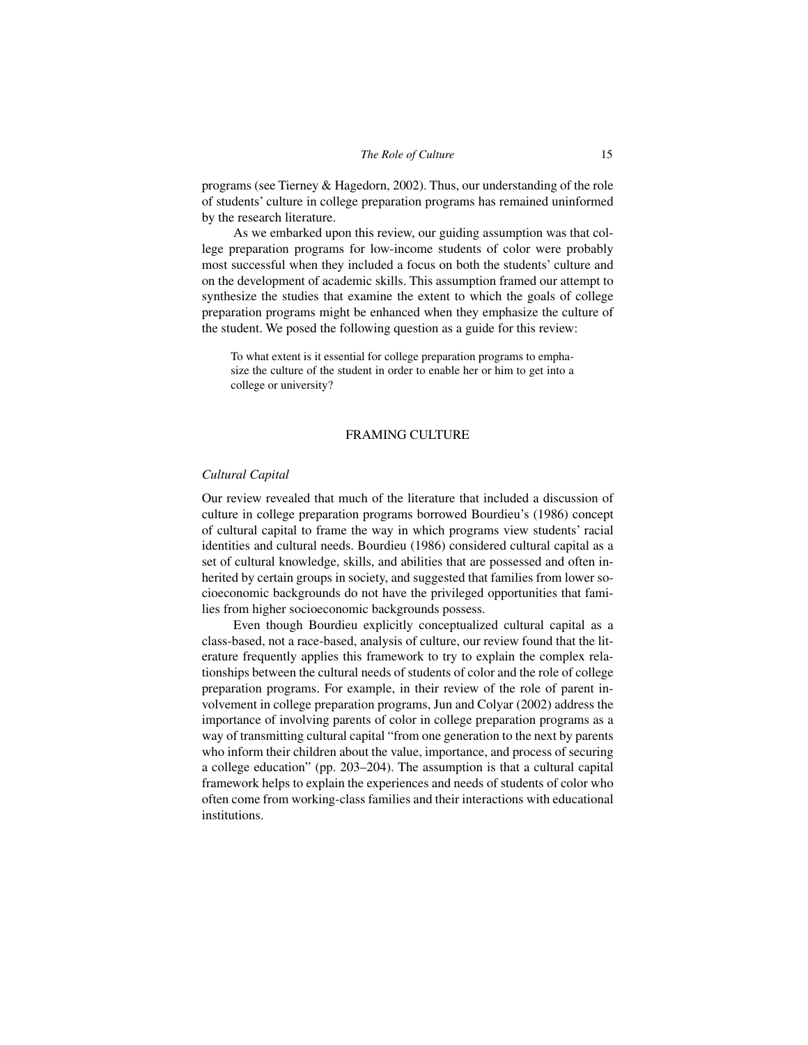programs (see Tierney & Hagedorn, 2002). Thus, our understanding of the role of students' culture in college preparation programs has remained uninformed by the research literature.

As we embarked upon this review, our guiding assumption was that college preparation programs for low-income students of color were probably most successful when they included a focus on both the students' culture and on the development of academic skills. This assumption framed our attempt to synthesize the studies that examine the extent to which the goals of college preparation programs might be enhanced when they emphasize the culture of the student. We posed the following question as a guide for this review:

> To what extent is it essential for college preparation programs to emphasize the culture of the student in order to enable her or him to get into a college or university?

## FRAMING CULTURE

### *Cultural Capital*

Our review revealed that much of the literature that included a discussion of culture in college preparation programs borrowed Bourdieu's (1986) concept of cultural capital to frame the way in which programs view students' racial identities and cultural needs. Bourdieu (1986) considered cultural capital as a set of cultural knowledge, skills, and abilities that are possessed and often inherited by certain groups in society, and suggested that families from lower socioeconomic backgrounds do not have the privileged opportunities that families from higher socioeconomic backgrounds possess.

Even though Bourdieu explicitly conceptualized cultural capital as a class-based, not a race-based, analysis of culture, our review found that the literature frequently applies this framework to try to explain the complex relationships between the cultural needs of students of color and the role of college preparation programs. For example, in their review of the role of parent involvement in college preparation programs, Jun and Colyar (2002) address the importance of involving parents of color in college preparation programs as a way of transmitting cultural capital "from one generation to the next by parents who inform their children about the value, importance, and process of securing a college education" (pp. 203–204). The assumption is that a cultural capital framework helps to explain the experiences and needs of students of color who often come from working-class families and their interactions with educational institutions.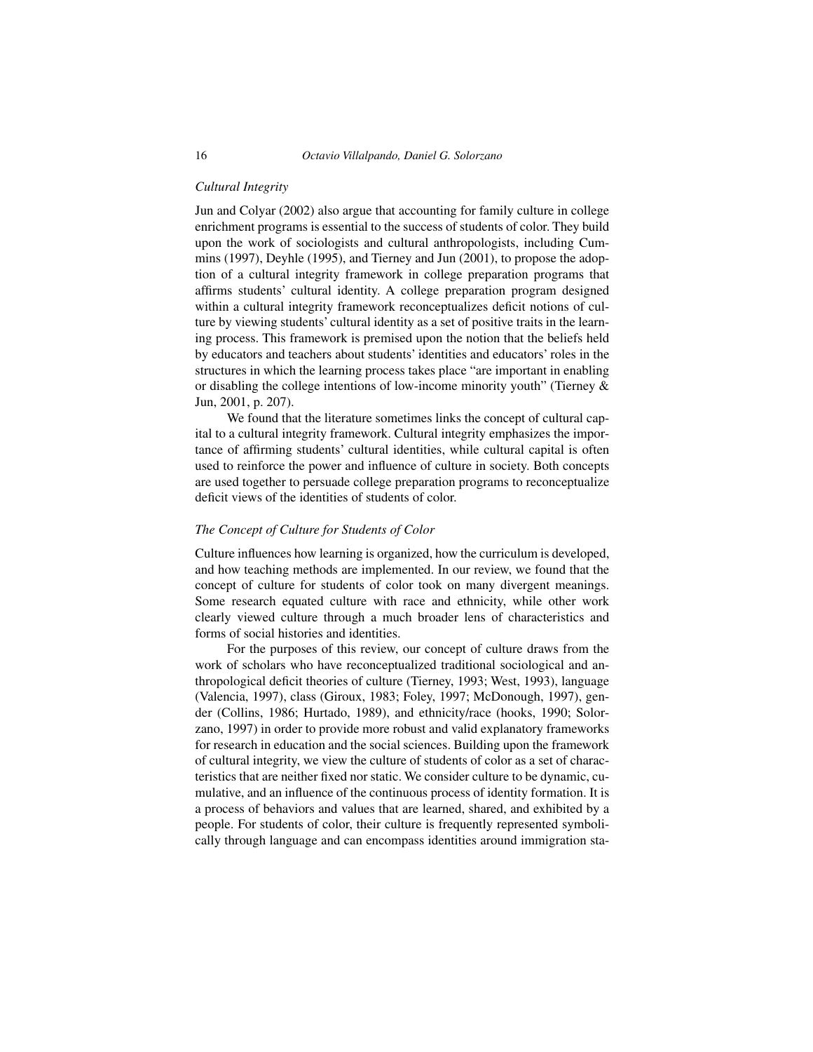*Cultural Integrity*

Jun and Colyar (2002) also argue that accounting for family culture in college enrichment programs is essential to the success of students of color. They build upon the work of sociologists and cultural anthropologists, including Cummins (1997), Deyhle (1995), and Tierney and Jun (2001), to propose the adoption of a cultural integrity framework in college preparation programs that affirms students' cultural identity. A college preparation program designed within a cultural integrity framework reconceptualizes deficit notions of culture by viewing students' cultural identity as a set of positive traits in the learning process. This framework is premised upon the notion that the beliefs held by educators and teachers about students' identities and educators' roles in the structures in which the learning process takes place "are important in enabling or disabling the college intentions of low-income minority youth" (Tierney & Jun, 2001, p. 207).

We found that the literature sometimes links the concept of cultural capital to a cultural integrity framework. Cultural integrity emphasizes the importance of affirming students' cultural identities, while cultural capital is often used to reinforce the power and influence of culture in society. Both concepts are used together to persuade college preparation programs to reconceptualize deficit views of the identities of students of color.

*The Concept of Culture for Students of Color*

Culture influences how learning is organized, how the curriculum is developed, and how teaching methods are implemented. In our review, we found that the concept of culture for students of color took on many divergent meanings. Some research equated culture with race and ethnicity, while other work clearly viewed culture through a much broader lens of characteristics and forms of social histories and identities.

For the purposes of this review, our concept of culture draws from the work of scholars who have reconceptualized traditional sociological and anthropological deficit theories of culture (Tierney, 1993; West, 1993), language (Valencia, 1997), class (Giroux, 1983; Foley, 1997; McDonough, 1997), gender (Collins, 1986; Hurtado, 1989), and ethnicity/race (hooks, 1990; Solorzano, 1997) in order to provide more robust and valid explanatory frameworks for research in education and the social sciences. Building upon the framework of cultural integrity, we view the culture of students of color as a set of characteristics that are neither fixed nor static. We consider culture to be dynamic, cumulative, and an influence of the continuous process of identity formation. It is a process of behaviors and values that are learned, shared, and exhibited by a people. For students of color, their culture is frequently represented symbolically through language and can encompass identities around immigration sta-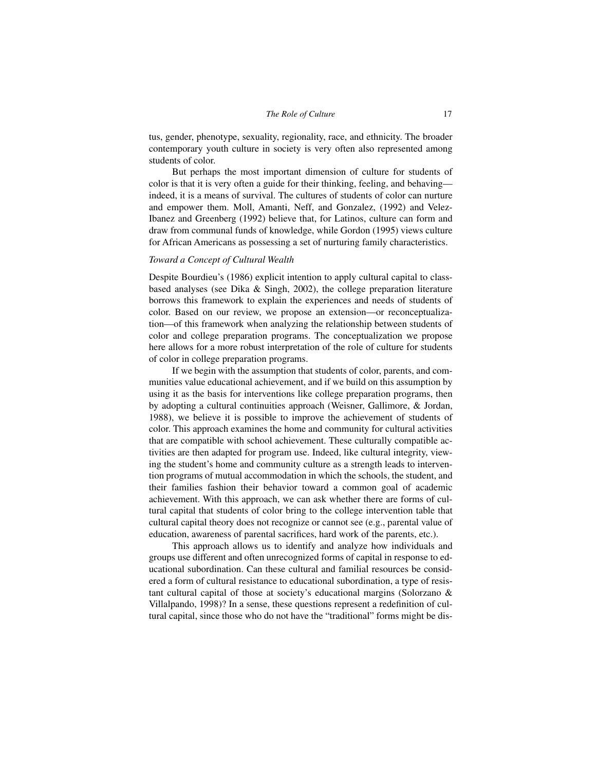tus, gender, phenotype, sexuality, regionality, race, and ethnicity. The broader contemporary youth culture in society is very often also represented among students of color.

But perhaps the most important dimension of culture for students of color is that it is very often a guide for their thinking, feeling, and behaving—indeed, it is a means of survival. The cultures of students of color can nurture and empower them. Moll, Amanti, Neff, and Gonzalez, (1992) and Velez-Ibanez and Greenberg (1992) believe that, for Latinos, culture can form and draw from communal funds of knowledge, while Gordon (1995) views culture for African Americans as possessing a set of nurturing family characteristics.

*Toward a Concept of Cultural Wealth*

Despite Bourdieu's (1986) explicit intention to apply cultural capital to class-based analyses (see Dika & Singh, 2002), the college preparation literature borrows this framework to explain the experiences and needs of students of color. Based on our review, we propose an extension—or reconceptualization—of this framework when analyzing the relationship between students of color and college preparation programs. The conceptualization we propose here allows for a more robust interpretation of the role of culture for students of color in college preparation programs.

If we begin with the assumption that students of color, parents, and communities value educational achievement, and if we build on this assumption by using it as the basis for interventions like college preparation programs, then by adopting a cultural continuities approach (Weisner, Gallimore, & Jordan, 1988), we believe it is possible to improve the achievement of students of color. This approach examines the home and community for cultural activities that are compatible with school achievement. These culturally compatible activities are then adapted for program use. Indeed, like cultural integrity, viewing the student's home and community culture as a strength leads to intervention programs of mutual accommodation in which the schools, the student, and their families fashion their behavior toward a common goal of academic achievement. With this approach, we can ask whether there are forms of cultural capital that students of color bring to the college intervention table that cultural capital theory does not recognize or cannot see (e.g., parental value of education, awareness of parental sacrifices, hard work of the parents, etc.).

This approach allows us to identify and analyze how individuals and groups use different and often unrecognized forms of capital in response to educational subordination. Can these cultural and familial resources be considered a form of cultural resistance to educational subordination, a type of resistant cultural capital of those at society's educational margins (Solorzano & Villalpando, 1998)? In a sense, these questions represent a redefinition of cultural capital, since those who do not have the "traditional" forms might be dis-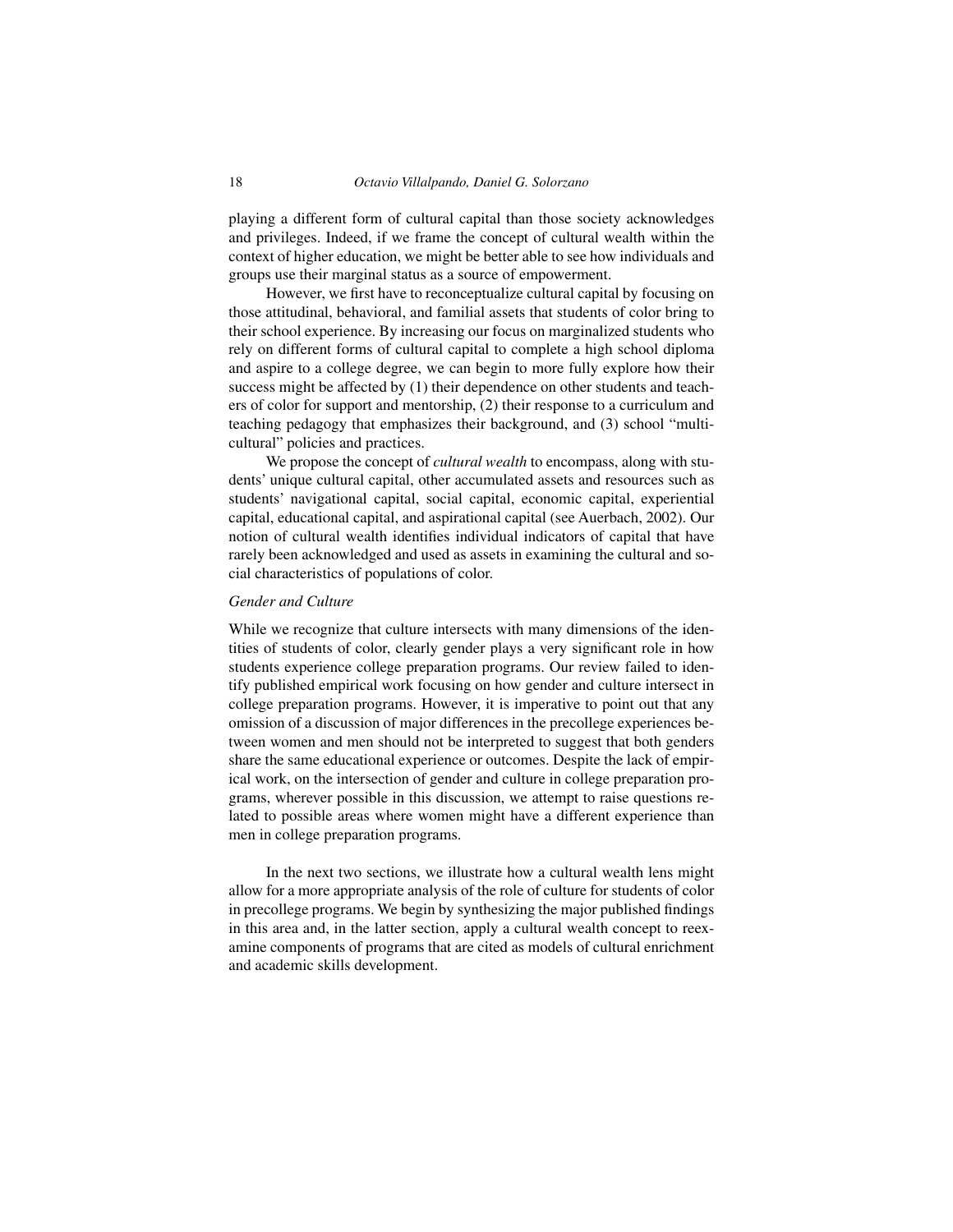playing a different form of cultural capital than those society acknowledges and privileges. Indeed, if we frame the concept of cultural wealth within the context of higher education, we might be better able to see how individuals and groups use their marginal status as a source of empowerment.

However, we first have to reconceptualize cultural capital by focusing on those attitudinal, behavioral, and familial assets that students of color bring to their school experience. By increasing our focus on marginalized students who rely on different forms of cultural capital to complete a high school diploma and aspire to a college degree, we can begin to more fully explore how their success might be affected by (1) their dependence on other students and teachers of color for support and mentorship, (2) their response to a curriculum and teaching pedagogy that emphasizes their background, and (3) school "multicultural" policies and practices.

We propose the concept of *cultural wealth* to encompass, along with students' unique cultural capital, other accumulated assets and resources such as students' navigational capital, social capital, economic capital, experiential capital, educational capital, and aspirational capital (see Auerbach, 2002). Our notion of cultural wealth identifies individual indicators of capital that have rarely been acknowledged and used as assets in examining the cultural and social characteristics of populations of color.

### *Gender and Culture*

While we recognize that culture intersects with many dimensions of the identities of students of color, clearly gender plays a very significant role in how students experience college preparation programs. Our review failed to identify published empirical work focusing on how gender and culture intersect in college preparation programs. However, it is imperative to point out that any omission of a discussion of major differences in the precollege experiences between women and men should not be interpreted to suggest that both genders share the same educational experience or outcomes. Despite the lack of empirical work, on the intersection of gender and culture in college preparation programs, wherever possible in this discussion, we attempt to raise questions related to possible areas where women might have a different experience than men in college preparation programs.

In the next two sections, we illustrate how a cultural wealth lens might allow for a more appropriate analysis of the role of culture for students of color in precollege programs. We begin by synthesizing the major published findings in this area and, in the latter section, apply a cultural wealth concept to reexamine components of programs that are cited as models of cultural enrichment and academic skills development.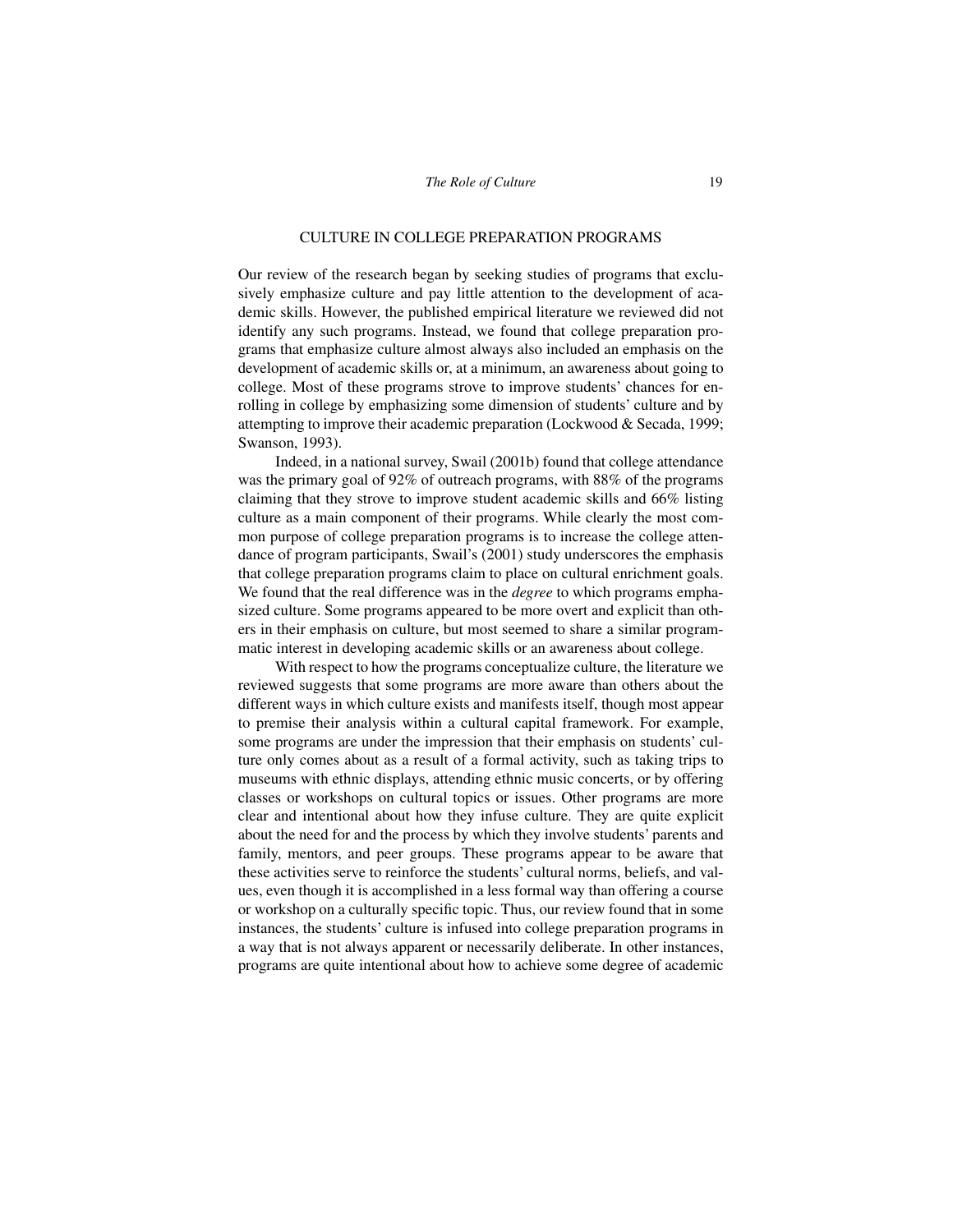## CULTURE IN COLLEGE PREPARATION PROGRAMS

Our review of the research began by seeking studies of programs that exclusively emphasize culture and pay little attention to the development of academic skills. However, the published empirical literature we reviewed did not identify any such programs. Instead, we found that college preparation programs that emphasize culture almost always also included an emphasis on the development of academic skills or, at a minimum, an awareness about going to college. Most of these programs strove to improve students' chances for enrolling in college by emphasizing some dimension of students' culture and by attempting to improve their academic preparation (Lockwood & Secada, 1999; Swanson, 1993).

Indeed, in a national survey, Swail (2001b) found that college attendance was the primary goal of 92% of outreach programs, with 88% of the programs claiming that they strove to improve student academic skills and 66% listing culture as a main component of their programs. While clearly the most common purpose of college preparation programs is to increase the college attendance of program participants, Swail's (2001) study underscores the emphasis that college preparation programs claim to place on cultural enrichment goals. We found that the real difference was in the *degree* to which programs emphasized culture. Some programs appeared to be more overt and explicit than others in their emphasis on culture, but most seemed to share a similar programmatic interest in developing academic skills or an awareness about college.

With respect to how the programs conceptualize culture, the literature we reviewed suggests that some programs are more aware than others about the different ways in which culture exists and manifests itself, though most appear to premise their analysis within a cultural capital framework. For example, some programs are under the impression that their emphasis on students' culture only comes about as a result of a formal activity, such as taking trips to museums with ethnic displays, attending ethnic music concerts, or by offering classes or workshops on cultural topics or issues. Other programs are more clear and intentional about how they infuse culture. They are quite explicit about the need for and the process by which they involve students' parents and family, mentors, and peer groups. These programs appear to be aware that these activities serve to reinforce the students' cultural norms, beliefs, and values, even though it is accomplished in a less formal way than offering a course or workshop on a culturally specific topic. Thus, our review found that in some instances, the students' culture is infused into college preparation programs in a way that is not always apparent or necessarily deliberate. In other instances, programs are quite intentional about how to achieve some degree of academic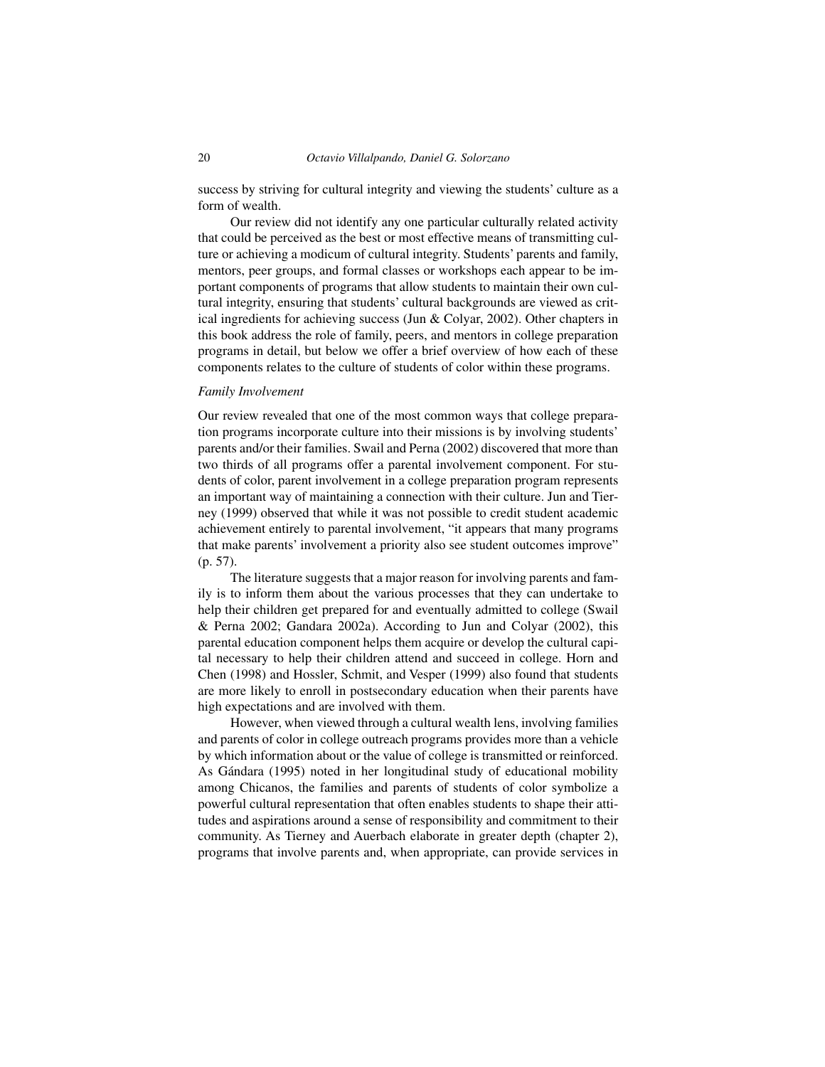success by striving for cultural integrity and viewing the students' culture as a form of wealth.

Our review did not identify any one particular culturally related activity that could be perceived as the best or most effective means of transmitting culture or achieving a modicum of cultural integrity. Students' parents and family, mentors, peer groups, and formal classes or workshops each appear to be important components of programs that allow students to maintain their own cultural integrity, ensuring that students' cultural backgrounds are viewed as critical ingredients for achieving success (Jun & Colyar, 2002). Other chapters in this book address the role of family, peers, and mentors in college preparation programs in detail, but below we offer a brief overview of how each of these components relates to the culture of students of color within these programs.

*Family Involvement*

Our review revealed that one of the most common ways that college preparation programs incorporate culture into their missions is by involving students' parents and/or their families. Swail and Perna (2002) discovered that more than two thirds of all programs offer a parental involvement component. For students of color, parent involvement in a college preparation program represents an important way of maintaining a connection with their culture. Jun and Tierney (1999) observed that while it was not possible to credit student academic achievement entirely to parental involvement, "it appears that many programs that make parents' involvement a priority also see student outcomes improve" (p. 57).

The literature suggests that a major reason for involving parents and family is to inform them about the various processes that they can undertake to help their children get prepared for and eventually admitted to college (Swail & Perna 2002; Gandara 2002a). According to Jun and Colyar (2002), this parental education component helps them acquire or develop the cultural capital necessary to help their children attend and succeed in college. Horn and Chen (1998) and Hossler, Schmit, and Vesper (1999) also found that students are more likely to enroll in postsecondary education when their parents have high expectations and are involved with them.

However, when viewed through a cultural wealth lens, involving families and parents of color in college outreach programs provides more than a vehicle by which information about or the value of college is transmitted or reinforced. As Gándara (1995) noted in her longitudinal study of educational mobility among Chicanos, the families and parents of students of color symbolize a powerful cultural representation that often enables students to shape their attitudes and aspirations around a sense of responsibility and commitment to their community. As Tierney and Auerbach elaborate in greater depth (chapter 2), programs that involve parents and, when appropriate, can provide services in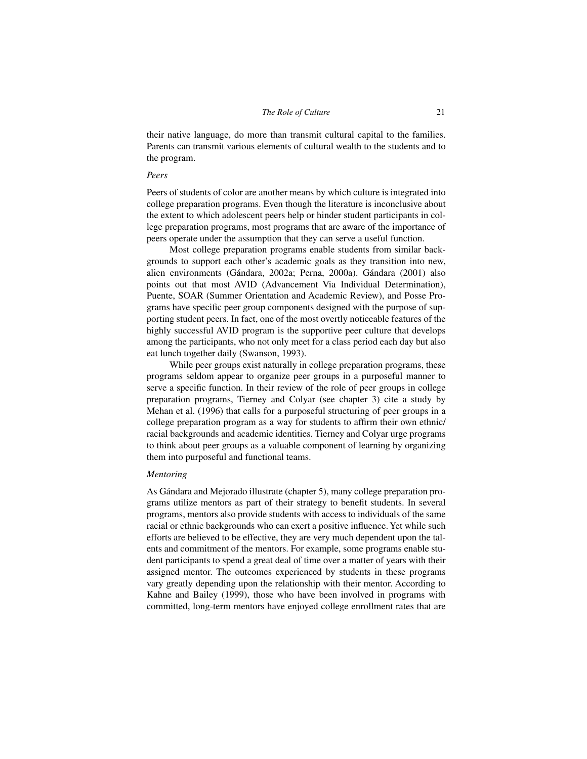their native language, do more than transmit cultural capital to the families. Parents can transmit various elements of cultural wealth to the students and to the program.

### *Peers*

Peers of students of color are another means by which culture is integrated into college preparation programs. Even though the literature is inconclusive about the extent to which adolescent peers help or hinder student participants in college preparation programs, most programs that are aware of the importance of peers operate under the assumption that they can serve a useful function.

Most college preparation programs enable students from similar backgrounds to support each other's academic goals as they transition into new, alien environments (Gándara, 2002a; Perna, 2000a). Gándara (2001) also points out that most AVID (Advancement Via Individual Determination), Puente, SOAR (Summer Orientation and Academic Review), and Posse Programs have specific peer group components designed with the purpose of supporting student peers. In fact, one of the most overtly noticeable features of the highly successful AVID program is the supportive peer culture that develops among the participants, who not only meet for a class period each day but also eat lunch together daily (Swanson, 1993).

While peer groups exist naturally in college preparation programs, these programs seldom appear to organize peer groups in a purposeful manner to serve a specific function. In their review of the role of peer groups in college preparation programs, Tierney and Colyar (see chapter 3) cite a study by Mehan et al. (1996) that calls for a purposeful structuring of peer groups in a college preparation program as a way for students to affirm their own ethnic/racial backgrounds and academic identities. Tierney and Colyar urge programs to think about peer groups as a valuable component of learning by organizing them into purposeful and functional teams.

### *Mentoring*

As Gándara and Mejorado illustrate (chapter 5), many college preparation programs utilize mentors as part of their strategy to benefit students. In several programs, mentors also provide students with access to individuals of the same racial or ethnic backgrounds who can exert a positive influence. Yet while such efforts are believed to be effective, they are very much dependent upon the talents and commitment of the mentors. For example, some programs enable student participants to spend a great deal of time over a matter of years with their assigned mentor. The outcomes experienced by students in these programs vary greatly depending upon the relationship with their mentor. According to Kahne and Bailey (1999), those who have been involved in programs with committed, long-term mentors have enjoyed college enrollment rates that are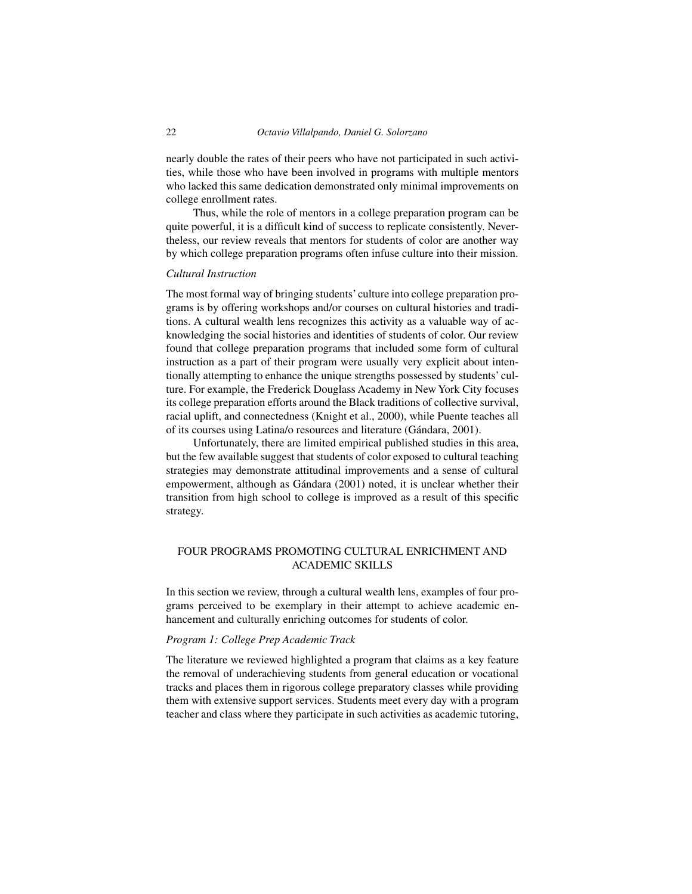nearly double the rates of their peers who have not participated in such activities, while those who have been involved in programs with multiple mentors who lacked this same dedication demonstrated only minimal improvements on college enrollment rates.

Thus, while the role of mentors in a college preparation program can be quite powerful, it is a difficult kind of success to replicate consistently. Nevertheless, our review reveals that mentors for students of color are another way by which college preparation programs often infuse culture into their mission.

### *Cultural Instruction*

The most formal way of bringing students' culture into college preparation programs is by offering workshops and/or courses on cultural histories and traditions. A cultural wealth lens recognizes this activity as a valuable way of acknowledging the social histories and identities of students of color. Our review found that college preparation programs that included some form of cultural instruction as a part of their program were usually very explicit about intentionally attempting to enhance the unique strengths possessed by students' culture. For example, the Frederick Douglass Academy in New York City focuses its college preparation efforts around the Black traditions of collective survival, racial uplift, and connectedness (Knight et al., 2000), while Puente teaches all of its courses using Latina/o resources and literature (Gándara, 2001).

Unfortunately, there are limited empirical published studies in this area, but the few available suggest that students of color exposed to cultural teaching strategies may demonstrate attitudinal improvements and a sense of cultural empowerment, although as Gándara (2001) noted, it is unclear whether their transition from high school to college is improved as a result of this specific strategy.

## FOUR PROGRAMS PROMOTING CULTURAL ENRICHMENT AND ACADEMIC SKILLS

In this section we review, through a cultural wealth lens, examples of four programs perceived to be exemplary in their attempt to achieve academic enhancement and culturally enriching outcomes for students of color.

### *Program 1: College Prep Academic Track*

The literature we reviewed highlighted a program that claims as a key feature the removal of underachieving students from general education or vocational tracks and places them in rigorous college preparatory classes while providing them with extensive support services. Students meet every day with a program teacher and class where they participate in such activities as academic tutoring,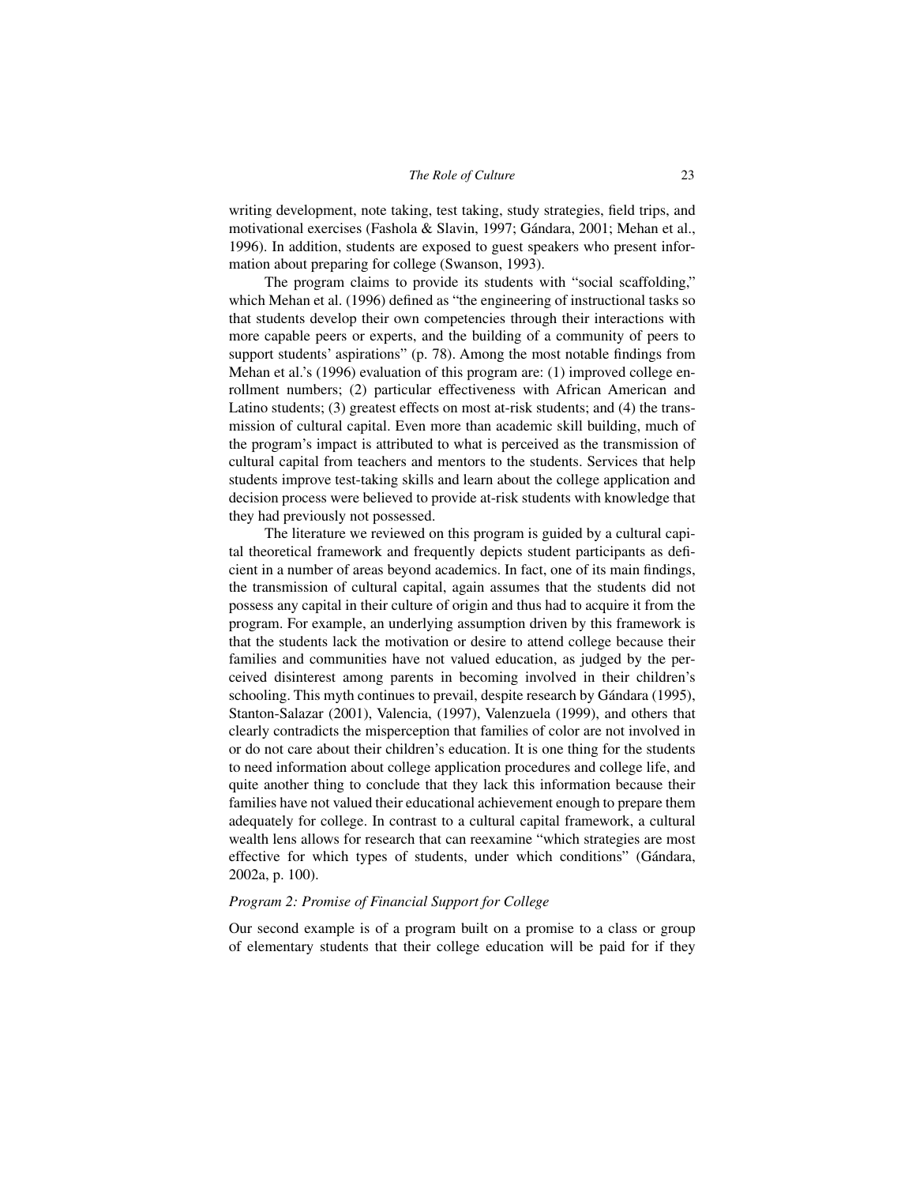writing development, note taking, test taking, study strategies, field trips, and motivational exercises (Fashola & Slavin, 1997; Gándara, 2001; Mehan et al., 1996). In addition, students are exposed to guest speakers who present information about preparing for college (Swanson, 1993).

The program claims to provide its students with "social scaffolding," which Mehan et al. (1996) defined as "the engineering of instructional tasks so that students develop their own competencies through their interactions with more capable peers or experts, and the building of a community of peers to support students' aspirations" (p. 78). Among the most notable findings from Mehan et al.'s (1996) evaluation of this program are: (1) improved college enrollment numbers; (2) particular effectiveness with African American and Latino students; (3) greatest effects on most at-risk students; and (4) the transmission of cultural capital. Even more than academic skill building, much of the program's impact is attributed to what is perceived as the transmission of cultural capital from teachers and mentors to the students. Services that help students improve test-taking skills and learn about the college application and decision process were believed to provide at-risk students with knowledge that they had previously not possessed.

The literature we reviewed on this program is guided by a cultural capital theoretical framework and frequently depicts student participants as deficient in a number of areas beyond academics. In fact, one of its main findings, the transmission of cultural capital, again assumes that the students did not possess any capital in their culture of origin and thus had to acquire it from the program. For example, an underlying assumption driven by this framework is that the students lack the motivation or desire to attend college because their families and communities have not valued education, as judged by the perceived disinterest among parents in becoming involved in their children's schooling. This myth continues to prevail, despite research by Gándara (1995), Stanton-Salazar (2001), Valencia, (1997), Valenzuela (1999), and others that clearly contradicts the misperception that families of color are not involved in or do not care about their children's education. It is one thing for the students to need information about college application procedures and college life, and quite another thing to conclude that they lack this information because their families have not valued their educational achievement enough to prepare them adequately for college. In contrast to a cultural capital framework, a cultural wealth lens allows for research that can reexamine "which strategies are most effective for which types of students, under which conditions" (Gándara, 2002a, p. 100).

### *Program 2: Promise of Financial Support for College*

Our second example is of a program built on a promise to a class or group of elementary students that their college education will be paid for if they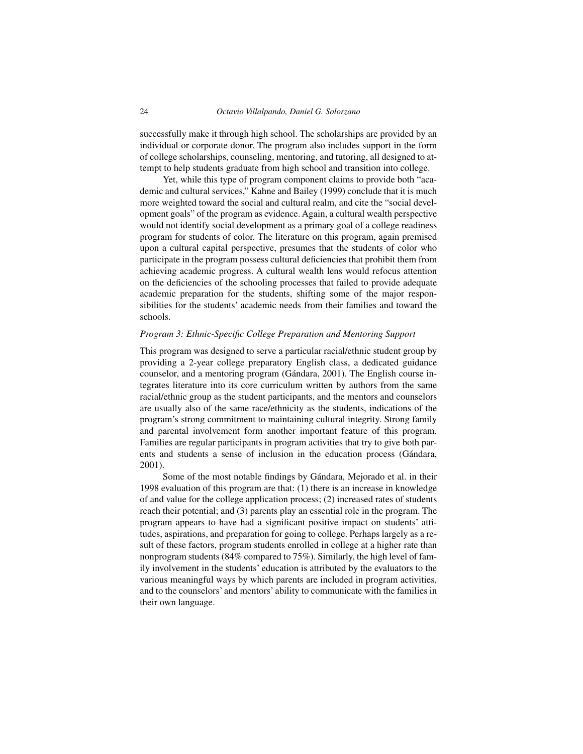successfully make it through high school. The scholarships are provided by an individual or corporate donor. The program also includes support in the form of college scholarships, counseling, mentoring, and tutoring, all designed to attempt to help students graduate from high school and transition into college.

Yet, while this type of program component claims to provide both "academic and cultural services," Kahne and Bailey (1999) conclude that it is much more weighted toward the social and cultural realm, and cite the "social development goals" of the program as evidence. Again, a cultural wealth perspective would not identify social development as a primary goal of a college readiness program for students of color. The literature on this program, again premised upon a cultural capital perspective, presumes that the students of color who participate in the program possess cultural deficiencies that prohibit them from achieving academic progress. A cultural wealth lens would refocus attention on the deficiencies of the schooling processes that failed to provide adequate academic preparation for the students, shifting some of the major responsibilities for the students' academic needs from their families and toward the schools.

*Program 3: Ethnic-Specific College Preparation and Mentoring Support*

This program was designed to serve a particular racial/ethnic student group by providing a 2-year college preparatory English class, a dedicated guidance counselor, and a mentoring program (Gándara, 2001). The English course integrates literature into its core curriculum written by authors from the same racial/ethnic group as the student participants, and the mentors and counselors are usually also of the same race/ethnicity as the students, indications of the program's strong commitment to maintaining cultural integrity. Strong family and parental involvement form another important feature of this program. Families are regular participants in program activities that try to give both parents and students a sense of inclusion in the education process (Gándara, 2001).

Some of the most notable findings by Gándara, Mejorado et al. in their 1998 evaluation of this program are that: (1) there is an increase in knowledge of and value for the college application process; (2) increased rates of students reach their potential; and (3) parents play an essential role in the program. The program appears to have had a significant positive impact on students' attitudes, aspirations, and preparation for going to college. Perhaps largely as a result of these factors, program students enrolled in college at a higher rate than nonprogram students (84% compared to 75%). Similarly, the high level of family involvement in the students' education is attributed by the evaluators to the various meaningful ways by which parents are included in program activities, and to the counselors' and mentors' ability to communicate with the families in their own language.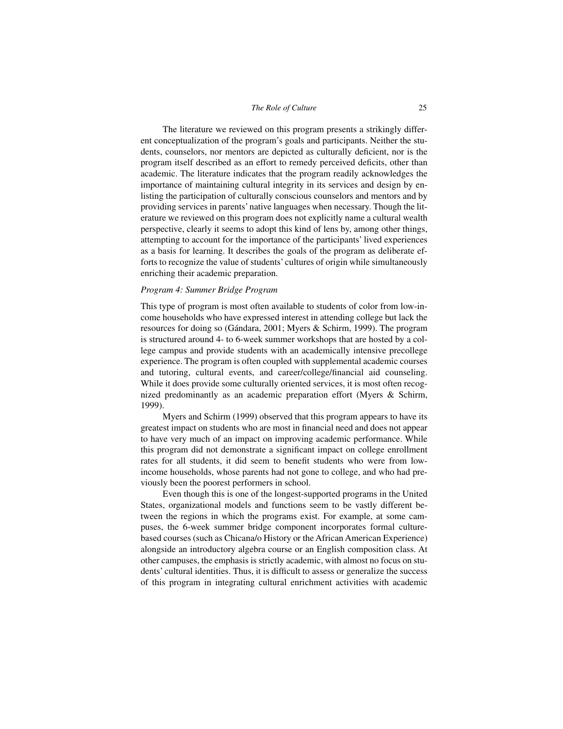The literature we reviewed on this program presents a strikingly different conceptualization of the program's goals and participants. Neither the students, counselors, nor mentors are depicted as culturally deficient, nor is the program itself described as an effort to remedy perceived deficits, other than academic. The literature indicates that the program readily acknowledges the importance of maintaining cultural integrity in its services and design by enlisting the participation of culturally conscious counselors and mentors and by providing services in parents' native languages when necessary. Though the literature we reviewed on this program does not explicitly name a cultural wealth perspective, clearly it seems to adopt this kind of lens by, among other things, attempting to account for the importance of the participants' lived experiences as a basis for learning. It describes the goals of the program as deliberate efforts to recognize the value of students' cultures of origin while simultaneously enriching their academic preparation.

### *Program 4: Summer Bridge Program*

This type of program is most often available to students of color from low-income households who have expressed interest in attending college but lack the resources for doing so (Gándara, 2001; Myers & Schirm, 1999). The program is structured around 4- to 6-week summer workshops that are hosted by a college campus and provide students with an academically intensive precollege experience. The program is often coupled with supplemental academic courses and tutoring, cultural events, and career/college/financial aid counseling. While it does provide some culturally oriented services, it is most often recognized predominantly as an academic preparation effort (Myers & Schirm, 1999).

Myers and Schirm (1999) observed that this program appears to have its greatest impact on students who are most in financial need and does not appear to have very much of an impact on improving academic performance. While this program did not demonstrate a significant impact on college enrollment rates for all students, it did seem to benefit students who were from low-income households, whose parents had not gone to college, and who had previously been the poorest performers in school.

Even though this is one of the longest-supported programs in the United States, organizational models and functions seem to be vastly different between the regions in which the programs exist. For example, at some campuses, the 6-week summer bridge component incorporates formal culture-based courses (such as Chicana/o History or the African American Experience) alongside an introductory algebra course or an English composition class. At other campuses, the emphasis is strictly academic, with almost no focus on students' cultural identities. Thus, it is difficult to assess or generalize the success of this program in integrating cultural enrichment activities with academic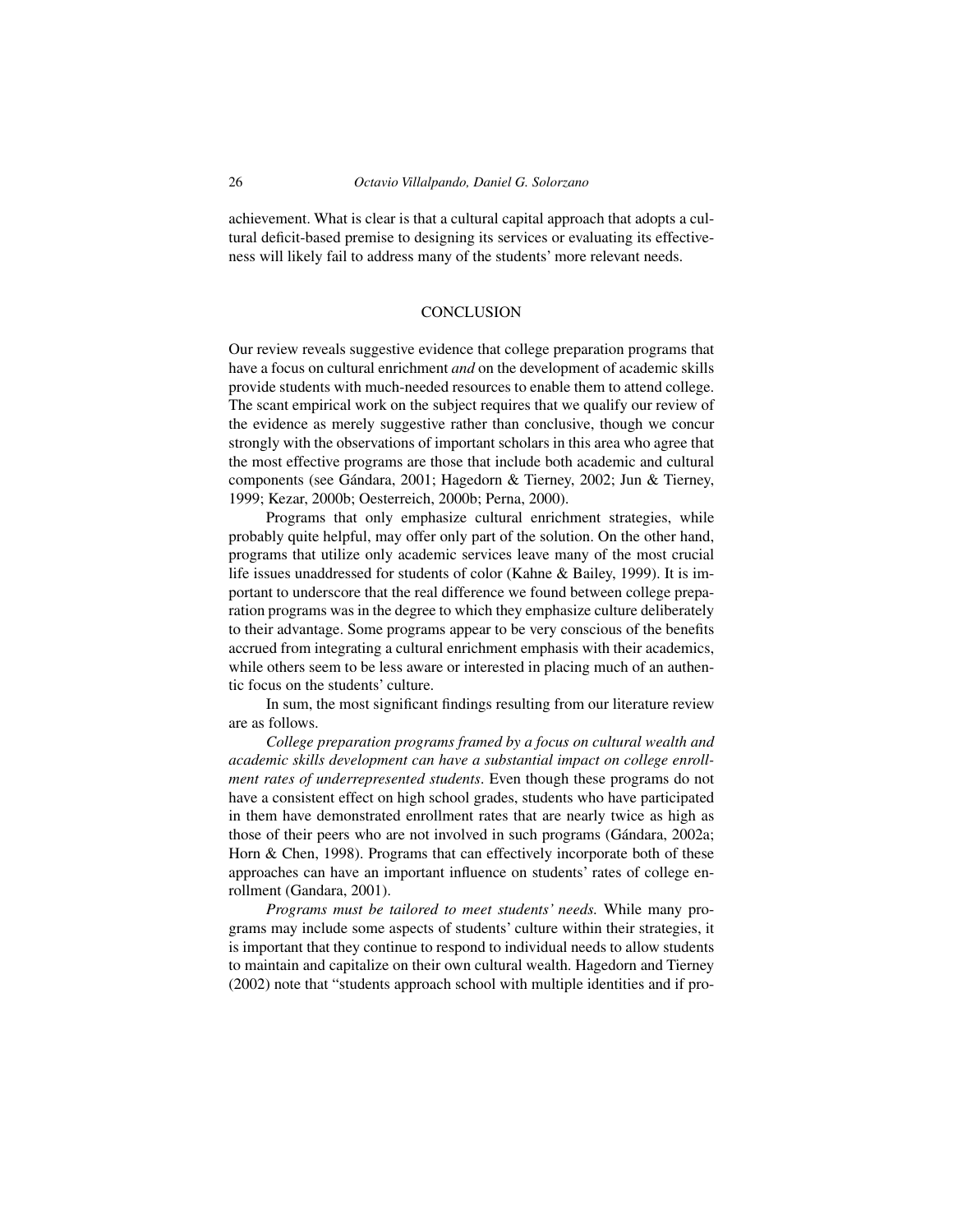achievement. What is clear is that a cultural capital approach that adopts a cultural deficit-based premise to designing its services or evaluating its effectiveness will likely fail to address many of the students' more relevant needs.

## CONCLUSION

Our review reveals suggestive evidence that college preparation programs that have a focus on cultural enrichment *and* on the development of academic skills provide students with much-needed resources to enable them to attend college. The scant empirical work on the subject requires that we qualify our review of the evidence as merely suggestive rather than conclusive, though we concur strongly with the observations of important scholars in this area who agree that the most effective programs are those that include both academic and cultural components (see Gándara, 2001; Hagedorn & Tierney, 2002; Jun & Tierney, 1999; Kezar, 2000b; Oesterreich, 2000b; Perna, 2000).

Programs that only emphasize cultural enrichment strategies, while probably quite helpful, may offer only part of the solution. On the other hand, programs that utilize only academic services leave many of the most crucial life issues unaddressed for students of color (Kahne & Bailey, 1999). It is important to underscore that the real difference we found between college preparation programs was in the degree to which they emphasize culture deliberately to their advantage. Some programs appear to be very conscious of the benefits accrued from integrating a cultural enrichment emphasis with their academics, while others seem to be less aware or interested in placing much of an authentic focus on the students' culture.

In sum, the most significant findings resulting from our literature review are as follows.

*College preparation programs framed by a focus on cultural wealth and academic skills development can have a substantial impact on college enrollment rates of underrepresented students*. Even though these programs do not have a consistent effect on high school grades, students who have participated in them have demonstrated enrollment rates that are nearly twice as high as those of their peers who are not involved in such programs (Gándara, 2002a; Horn & Chen, 1998). Programs that can effectively incorporate both of these approaches can have an important influence on students' rates of college enrollment (Gandara, 2001).

*Programs must be tailored to meet students' needs.* While many programs may include some aspects of students' culture within their strategies, it is important that they continue to respond to individual needs to allow students to maintain and capitalize on their own cultural wealth. Hagedorn and Tierney (2002) note that "students approach school with multiple identities and if pro-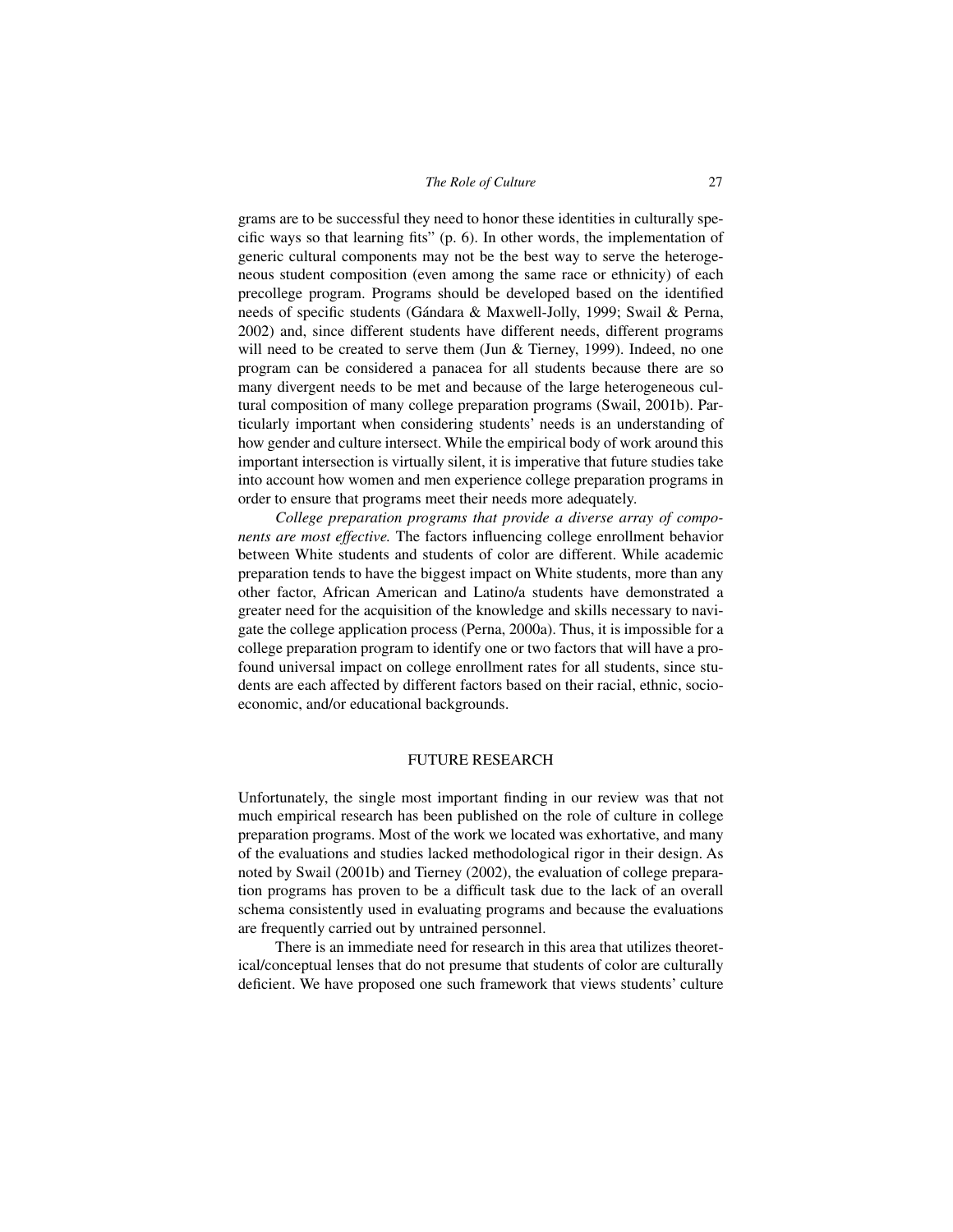grams are to be successful they need to honor these identities in culturally specific ways so that learning fits" (p. 6). In other words, the implementation of generic cultural components may not be the best way to serve the heterogeneous student composition (even among the same race or ethnicity) of each precollege program. Programs should be developed based on the identified needs of specific students (Gándara & Maxwell-Jolly, 1999; Swail & Perna, 2002) and, since different students have different needs, different programs will need to be created to serve them (Jun & Tierney, 1999). Indeed, no one program can be considered a panacea for all students because there are so many divergent needs to be met and because of the large heterogeneous cultural composition of many college preparation programs (Swail, 2001b). Particularly important when considering students' needs is an understanding of how gender and culture intersect. While the empirical body of work around this important intersection is virtually silent, it is imperative that future studies take into account how women and men experience college preparation programs in order to ensure that programs meet their needs more adequately.

*College preparation programs that provide a diverse array of components are most effective.* The factors influencing college enrollment behavior between White students and students of color are different. While academic preparation tends to have the biggest impact on White students, more than any other factor, African American and Latino/a students have demonstrated a greater need for the acquisition of the knowledge and skills necessary to navigate the college application process (Perna, 2000a). Thus, it is impossible for a college preparation program to identify one or two factors that will have a profound universal impact on college enrollment rates for all students, since students are each affected by different factors based on their racial, ethnic, socioeconomic, and/or educational backgrounds.

## FUTURE RESEARCH

Unfortunately, the single most important finding in our review was that not much empirical research has been published on the role of culture in college preparation programs. Most of the work we located was exhortative, and many of the evaluations and studies lacked methodological rigor in their design. As noted by Swail (2001b) and Tierney (2002), the evaluation of college preparation programs has proven to be a difficult task due to the lack of an overall schema consistently used in evaluating programs and because the evaluations are frequently carried out by untrained personnel.

There is an immediate need for research in this area that utilizes theoretical/conceptual lenses that do not presume that students of color are culturally deficient. We have proposed one such framework that views students' culture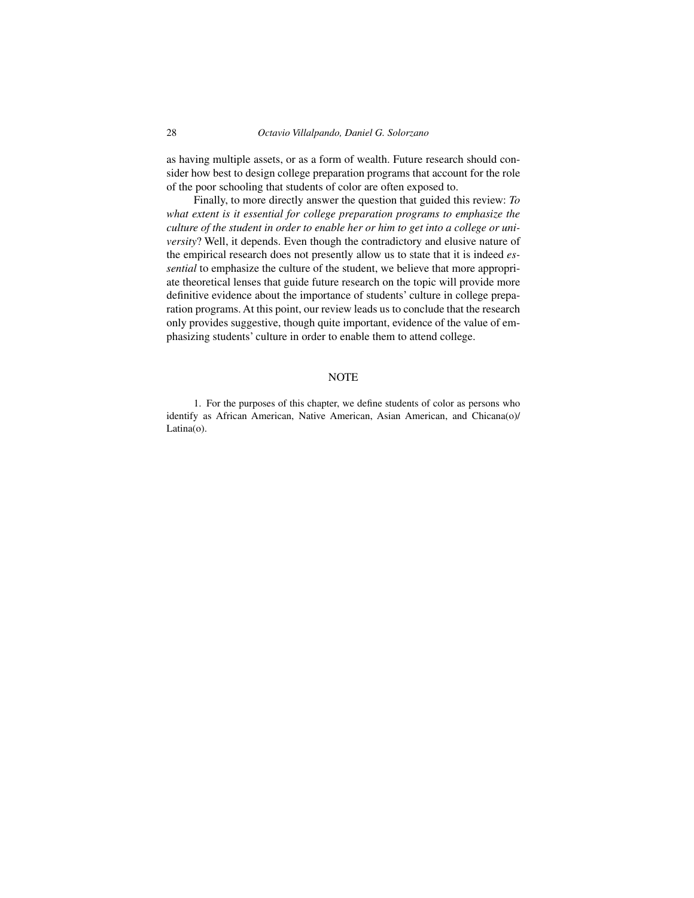as having multiple assets, or as a form of wealth. Future research should consider how best to design college preparation programs that account for the role of the poor schooling that students of color are often exposed to.

Finally, to more directly answer the question that guided this review: *To what extent is it essential for college preparation programs to emphasize the culture of the student in order to enable her or him to get into a college or university*? Well, it depends. Even though the contradictory and elusive nature of the empirical research does not presently allow us to state that it is indeed *essential* to emphasize the culture of the student, we believe that more appropriate theoretical lenses that guide future research on the topic will provide more definitive evidence about the importance of students' culture in college preparation programs. At this point, our review leads us to conclude that the research only provides suggestive, though quite important, evidence of the value of emphasizing students' culture in order to enable them to attend college.

## NOTE

1. For the purposes of this chapter, we define students of color as persons who identify as African American, Native American, Asian American, and Chicana(o)/Latina(o).